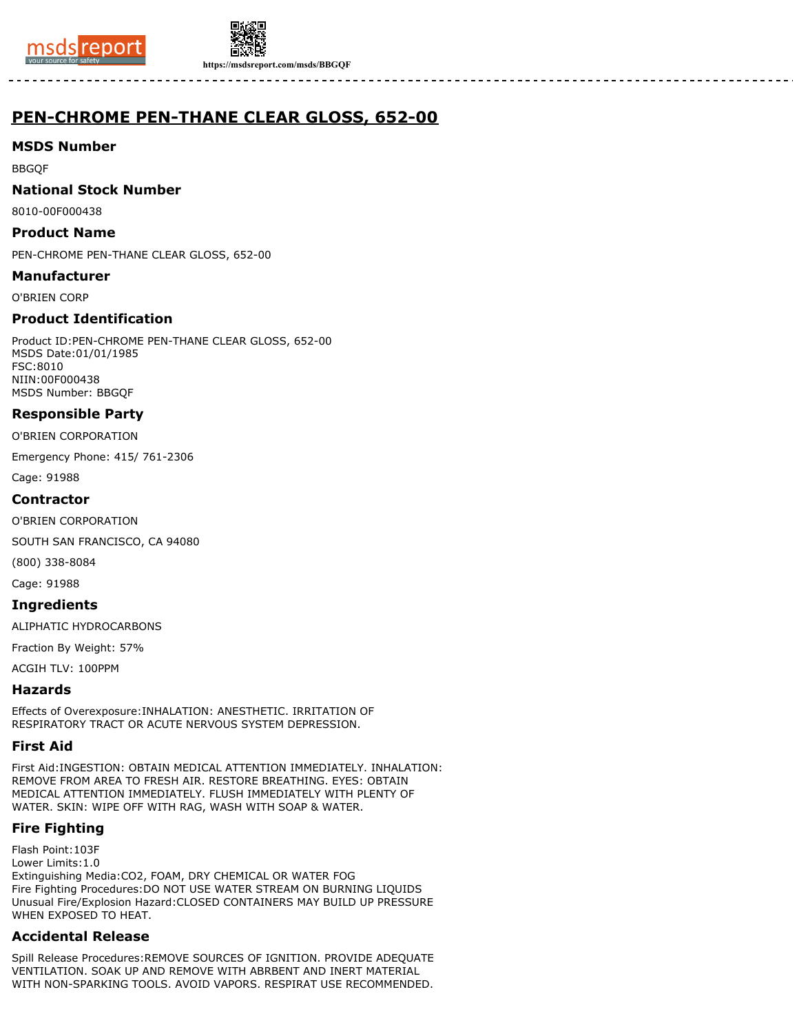# PEN-CHROME PEN-THANE CLEAR GLOSS, 652-00

## MSDS Number

BBGQF

## National Stock Number

8010-00F000438

## Product Name

PEN-CHROME PEN-THANE CLEAR GLOSS, 652-00

## Manufacturer

O'BRIEN CORP

## Product Identification

Product ID:PEN-CHROME PEN-THANE CLEAR GLOSS, 652-00
MSDS Date:01/01/1985
FSC:8010
NIIN:00F000438
MSDS Number: BBGQF

## Responsible Party

O'BRIEN CORPORATION

Emergency Phone: 415/ 761-2306

Cage: 91988

## Contractor

O'BRIEN CORPORATION

SOUTH SAN FRANCISCO, CA 94080

(800) 338-8084

Cage: 91988

## Ingredients

ALIPHATIC HYDROCARBONS

Fraction By Weight: 57%

ACGIH TLV: 100PPM

## Hazards

Effects of Overexposure:INHALATION: ANESTHETIC. IRRITATION OF RESPIRATORY TRACT OR ACUTE NERVOUS SYSTEM DEPRESSION.

## First Aid

First Aid:INGESTION: OBTAIN MEDICAL ATTENTION IMMEDIATELY. INHALATION: REMOVE FROM AREA TO FRESH AIR. RESTORE BREATHING. EYES: OBTAIN MEDICAL ATTENTION IMMEDIATELY. FLUSH IMMEDIATELY WITH PLENTY OF WATER. SKIN: WIPE OFF WITH RAG, WASH WITH SOAP & WATER.

## Fire Fighting

Flash Point:103F
Lower Limits:1.0
Extinguishing Media:CO2, FOAM, DRY CHEMICAL OR WATER FOG
Fire Fighting Procedures:DO NOT USE WATER STREAM ON BURNING LIQUIDS
Unusual Fire/Explosion Hazard:CLOSED CONTAINERS MAY BUILD UP PRESSURE WHEN EXPOSED TO HEAT.

## Accidental Release

Spill Release Procedures:REMOVE SOURCES OF IGNITION. PROVIDE ADEQUATE VENTILATION. SOAK UP AND REMOVE WITH ABRBENT AND INERT MATERIAL WITH NON-SPARKING TOOLS. AVOID VAPORS. RESPIRAT USE RECOMMENDED.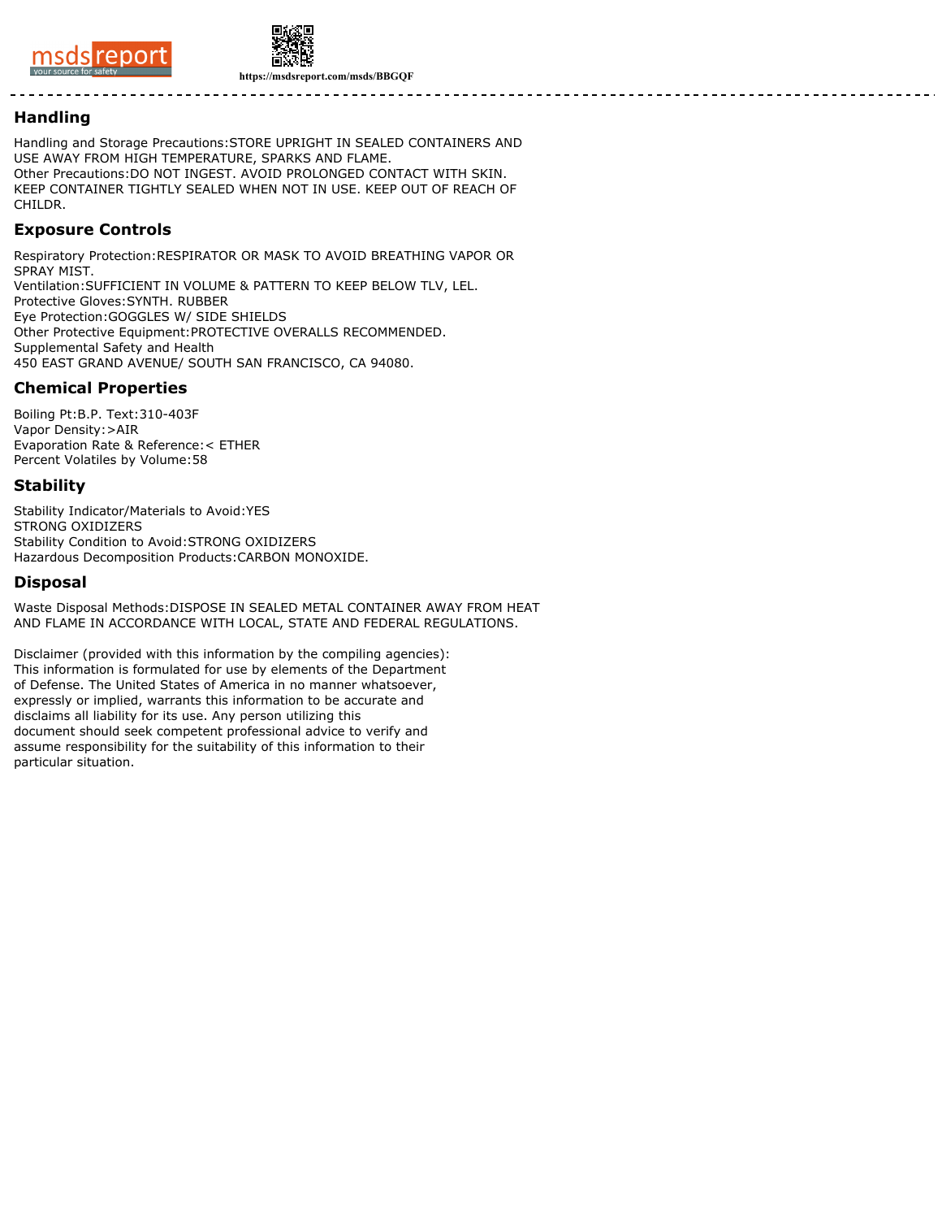## Handling

Handling and Storage Precautions:STORE UPRIGHT IN SEALED CONTAINERS AND USE AWAY FROM HIGH TEMPERATURE, SPARKS AND FLAME.
Other Precautions:DO NOT INGEST. AVOID PROLONGED CONTACT WITH SKIN. KEEP CONTAINER TIGHTLY SEALED WHEN NOT IN USE. KEEP OUT OF REACH OF CHILDR.

## Exposure Controls

Respiratory Protection:RESPIRATOR OR MASK TO AVOID BREATHING VAPOR OR SPRAY MIST.
Ventilation:SUFFICIENT IN VOLUME & PATTERN TO KEEP BELOW TLV, LEL.
Protective Gloves:SYNTH. RUBBER
Eye Protection:GOGGLES W/ SIDE SHIELDS
Other Protective Equipment:PROTECTIVE OVERALLS RECOMMENDED.
Supplemental Safety and Health
450 EAST GRAND AVENUE/ SOUTH SAN FRANCISCO, CA 94080.

## Chemical Properties

Boiling Pt:B.P. Text:310-403F
Vapor Density:>AIR
Evaporation Rate & Reference:< ETHER
Percent Volatiles by Volume:58

## Stability

Stability Indicator/Materials to Avoid:YES
STRONG OXIDIZERS
Stability Condition to Avoid:STRONG OXIDIZERS
Hazardous Decomposition Products:CARBON MONOXIDE.

## Disposal

Waste Disposal Methods:DISPOSE IN SEALED METAL CONTAINER AWAY FROM HEAT AND FLAME IN ACCORDANCE WITH LOCAL, STATE AND FEDERAL REGULATIONS.

Disclaimer (provided with this information by the compiling agencies): This information is formulated for use by elements of the Department of Defense. The United States of America in no manner whatsoever, expressly or implied, warrants this information to be accurate and disclaims all liability for its use. Any person utilizing this document should seek competent professional advice to verify and assume responsibility for the suitability of this information to their particular situation.